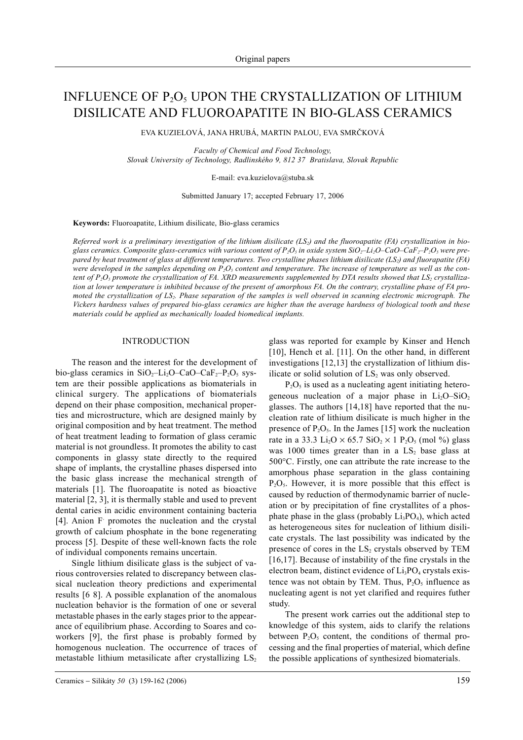# INFLUENCE OF $P_2O_5$ UPON THE CRYSTALLIZATION OF LITHIUM DISILICATE AND FLUOROAPATITE IN BIO-GLASS CERAMICS

EVA KUZIELOVÁ, JANA HRUBÁ, MARTIN PALOU, EVA SMRČKOVÁ

*Faculty of Chemical and Food Technology,*
*Slovak University of Technology, Radlinského 9, 812 37 Bratislava, Slovak Republic*

E-mail: eva.kuzielova@stuba.sk

Submitted January 17; accepted February 17, 2006

**Keywords:** Fluoroapatite, Lithium disilicate, Bio-glass ceramics

*Referred work is a preliminary investigation of the lithium disilicate ($LS_2$) and the fluoroapatite (FA) crystallization in bio-glass ceramics. Composite glass-ceramics with various content of $P_2O_5$ in oxide system $SiO_2$–$Li_2O$–CaO–$CaF_2$–$P_2O_5$ were prepared by heat treatment of glass at different temperatures. Two crystalline phases lithium disilicate ($LS_2$) and fluorapatite (FA) were developed in the samples depending on $P_2O_5$ content and temperature. The increase of temperature as well as the content of $P_2O_5$ promote the crystallization of FA. XRD measurements supplemented by DTA results showed that $LS_2$ crystallization at lower temperature is inhibited because of the present of amorphous FA. On the contrary, crystalline phase of FA promoted the crystallization of $LS_2$. Phase separation of the samples is well observed in scanning electronic micrograph. The Vickers hardness values of prepared bio-glass ceramics are higher than the average hardness of biological tooth and these materials could be applied as mechanically loaded biomedical implants.*

## INTRODUCTION

The reason and the interest for the development of bio-glass ceramics in $SiO_2$–$Li_2O$–CaO–$CaF_2$–$P_2O_5$ system are their possible applications as biomaterials in clinical surgery. The applications of biomaterials depend on their phase composition, mechanical properties and microstructure, which are designed mainly by original composition and by heat treatment. The method of heat treatment leading to formation of glass ceramic material is not groundless. It promotes the ability to cast components in glassy state directly to the required shape of implants, the crystalline phases dispersed into the basic glass increase the mechanical strength of materials [1]. The fluoroapatite is noted as bioactive material [2, 3], it is thermally stable and used to prevent dental caries in acidic environment containing bacteria [4]. Anion $F^-$ promotes the nucleation and the crystal growth of calcium phosphate in the bone regenerating process [5]. Despite of these well-known facts the role of individual components remains uncertain.

Single lithium disilicate glass is the subject of various controversies related to discrepancy between classical nucleation theory predictions and experimental results [6 8]. A possible explanation of the anomalous nucleation behavior is the formation of one or several metastable phases in the early stages prior to the appearance of equilibrium phase. According to Soares and co-workers [9], the first phase is probably formed by homogenous nucleation. The occurrence of traces of metastable lithium metasilicate after crystallizing $LS_2$ glass was reported for example by Kinser and Hench [10], Hench et al. [11]. On the other hand, in different investigations [12,13] the crystallization of lithium disilicate or solid solution of $LS_2$ was only observed.

$P_2O_5$ is used as a nucleating agent initiating heterogeneous nucleation of a major phase in $Li_2O$–$SiO_2$ glasses. The authors [14,18] have reported that the nucleation rate of lithium disilicate is much higher in the presence of $P_2O_5$. In the James [15] work the nucleation rate in a 33.3 $Li_2O$ × 65.7 $SiO_2$ × 1 $P_2O_5$ (mol %) glass was 1000 times greater than in a $LS_2$ base glass at 500°C. Firstly, one can attribute the rate increase to the amorphous phase separation in the glass containing $P_2O_5$. However, it is more possible that this effect is caused by reduction of thermodynamic barrier of nucleation or by precipitation of fine crystallites of a phosphate phase in the glass (probably $Li_3PO_4$), which acted as heterogeneous sites for nucleation of lithium disilicate crystals. The last possibility was indicated by the presence of cores in the $LS_2$ crystals observed by TEM [16,17]. Because of instability of the fine crystals in the electron beam, distinct evidence of $Li_3PO_4$ crystals existence was not obtain by TEM. Thus, $P_2O_5$ influence as nucleating agent is not yet clarified and requires futher study.

The present work carries out the additional step to knowledge of this system, aids to clarify the relations between $P_2O_5$ content, the conditions of thermal processing and the final properties of material, which define the possible applications of synthesized biomaterials.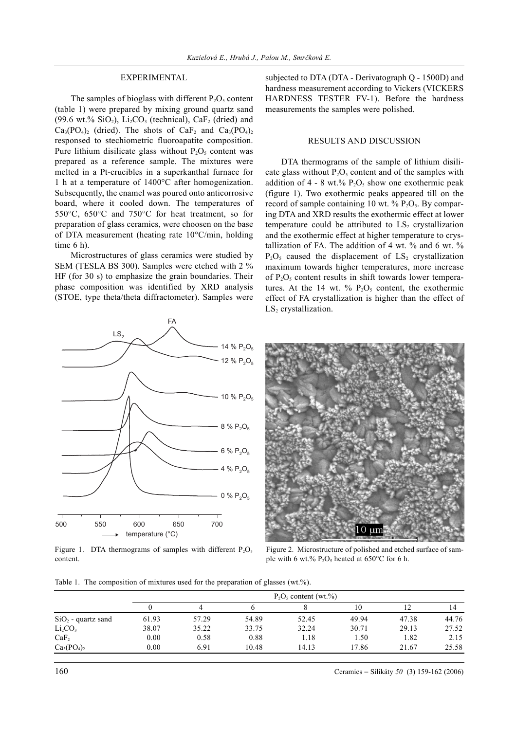## EXPERIMENTAL

The samples of bioglass with different $P_2O_5$ content (table 1) were prepared by mixing ground quartz sand (99.6 wt.% $SiO_2$), $Li_2CO_3$ (technical), $CaF_2$ (dried) and $Ca_3(PO_4)_2$ (dried). The shots of $CaF_2$ and $Ca_3(PO_4)_2$ responsed to stechiometric fluoroapatite composition. Pure lithium disilicate glass without $P_2O_5$ content was prepared as a reference sample. The mixtures were melted in a Pt-crucibles in a superkanthal furnace for 1 h at a temperature of 1400°C after homogenization. Subsequently, the enamel was poured onto anticorrosive board, where it cooled down. The temperatures of 550°C, 650°C and 750°C for heat treatment, so for preparation of glass ceramics, were choosen on the base of DTA measurement (heating rate 10°C/min, holding time 6 h).

Microstructures of glass ceramics were studied by SEM (TESLA BS 300). Samples were etched with 2 % HF (for 30 s) to emphasize the grain boundaries. Their phase composition was identified by XRD analysis (STOE, type theta/theta diffractometer). Samples were subjected to DTA (DTA - Derivatograph Q - 1500D) and hardness measurement according to Vickers (VICKERS HARDNESS TESTER FV-1). Before the hardness measurements the samples were polished.

## RESULTS AND DISCUSSION

DTA thermograms of the sample of lithium disilicate glass without $P_2O_5$ content and of the samples with addition of 4 - 8 wt.% $P_2O_5$ show one exothermic peak (figure 1). Two exothermic peaks appeared till on the record of sample containing 10 wt. % $P_2O_5$. By comparing DTA and XRD results the exothermic effect at lower temperature could be attributed to $LS_2$ crystallization and the exothermic effect at higher temperature to crystallization of FA. The addition of 4 wt. % and 6 wt. % $P_2O_5$ caused the displacement of $LS_2$ crystallization maximum towards higher temperatures, more increase of $P_2O_5$ content results in shift towards lower temperatures. At the 14 wt. % $P_2O_5$ content, the exothermic effect of FA crystallization is higher than the effect of $LS_2$ crystallization.

Figure 1. DTA thermograms of samples with different $P_2O_5$ content.

Figure 2. Microstructure of polished and etched surface of sample with 6 wt.% $P_2O_5$ heated at 650°C for 6 h.

Table 1. The composition of mixtures used for the preparation of glasses (wt.%).

| | $P_2O_5$ content (wt.%) | | | | | | |
|---|---|---|---|---|---|---|---|
| | 0 | 4 | 6 | 8 | 10 | 12 | 14 |
| $SiO_2$ - quartz sand | 61.93 | 57.29 | 54.89 | 52.45 | 49.94 | 47.38 | 44.76 |
| $Li_2CO_3$ | 38.07 | 35.22 | 33.75 | 32.24 | 30.71 | 29.13 | 27.52 |
| $CaF_2$ | 0.00 | 0.58 | 0.88 | 1.18 | 1.50 | 1.82 | 2.15 |
| $Ca_3(PO_4)_2$ | 0.00 | 6.91 | 10.48 | 14.13 | 17.86 | 21.67 | 25.58 |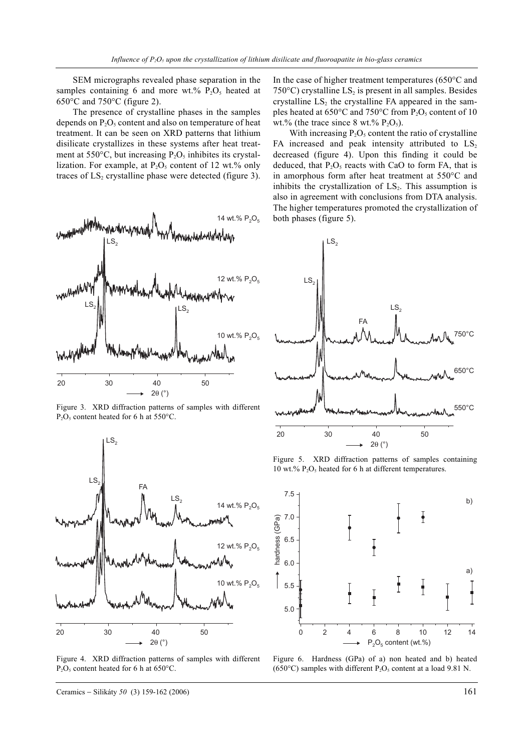SEM micrographs revealed phase separation in the samples containing 6 and more wt.% $P_2O_5$ heated at 650°C and 750°C (figure 2).

The presence of crystalline phases in the samples depends on $P_2O_5$ content and also on temperature of heat treatment. It can be seen on XRD patterns that lithium disilicate crystallizes in these systems after heat treatment at 550°C, but increasing $P_2O_5$ inhibites its crystallization. For example, at $P_2O_5$ content of 12 wt.% only traces of $LS_2$ crystalline phase were detected (figure 3).

Figure 3. XRD diffraction patterns of samples with different $P_2O_5$ content heated for 6 h at 550°C.

Figure 4. XRD diffraction patterns of samples with different $P_2O_5$ content heated for 6 h at 650°C.

In the case of higher treatment temperatures (650°C and 750°C) crystalline $LS_2$ is present in all samples. Besides crystalline $LS_2$ the crystalline FA appeared in the samples heated at 650°C and 750°C from $P_2O_5$ content of 10 wt.% (the trace since 8 wt.% $P_2O_5$).

With increasing $P_2O_5$ content the ratio of crystalline FA increased and peak intensity attributed to $LS_2$ decreased (figure 4). Upon this finding it could be deduced, that $P_2O_5$ reacts with CaO to form FA, that is in amorphous form after heat treatment at 550°C and inhibits the crystallization of $LS_2$. This assumption is also in agreement with conclusions from DTA analysis. The higher temperatures promoted the crystallization of both phases (figure 5).

Figure 5. XRD diffraction patterns of samples containing 10 wt.% $P_2O_5$ heated for 6 h at different temperatures.

Figure 6. Hardness (GPa) of a) non heated and b) heated (650°C) samples with different $P_2O_5$ content at a load 9.81 N.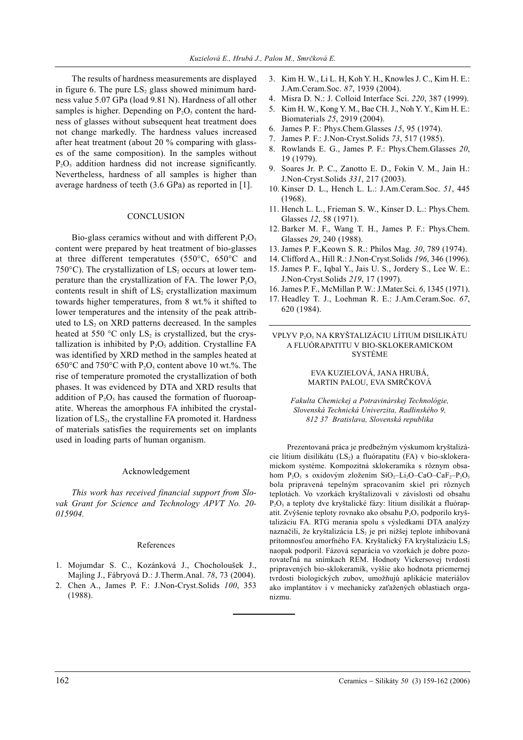The results of hardness measurements are displayed in figure 6. The pure $LS_2$ glass showed minimum hardness value 5.07 GPa (load 9.81 N). Hardness of all other samples is higher. Depending on $P_2O_5$ content the hardness of glasses without subsequent heat treatment does not change markedly. The hardness values increased after heat treatment (about 20 % comparing with glasses of the same composition). In the samples without $P_2O_5$ addition hardness did not increase significantly. Nevertheless, hardness of all samples is higher than average hardness of teeth (3.6 GPa) as reported in [1].

## CONCLUSION

Bio-glass ceramics without and with different $P_2O_5$ content were prepared by heat treatment of bio-glasses at three different temperatutes (550°C, 650°C and 750°C). The crystallization of $LS_2$ occurs at lower temperature than the crystallization of FA. The lower $P_2O_5$ contents result in shift of $LS_2$ crystallization maximum towards higher temperatures, from 8 wt.% it shifted to lower temperatures and the intensity of the peak attributed to $LS_2$ on XRD patterns decreased. In the samples heated at 550 °C only $LS_2$ is crystallized, but the crystallization is inhibited by $P_2O_5$ addition. Crystalline FA was identified by XRD method in the samples heated at 650°C and 750°C with $P_2O_5$ content above 10 wt.%. The rise of temperature promoted the crystallization of both phases. It was evidenced by DTA and XRD results that addition of $P_2O_5$ has caused the formation of fluoroapatite. Whereas the amorphous FA inhibited the crystallization of $LS_2$, the crystalline FA promoted it. Hardness of materials satisfies the requirements set on implants used in loading parts of human organism.

### Acknowledgement

*This work has received financial support from Slovak Grant for Science and Technology APVT No. 20-015904.*

### References

1. Mojumdar S. C., Kozánková J., Chocholoušek J., Majling J., Fábryová D.: J.Therm.Anal. *78*, 73 (2004).
2. Chen A., James P. F.: J.Non-Cryst.Solids *100*, 353 (1988).
3. Kim H. W., Li L. H, Koh Y. H., Knowles J. C., Kim H. E.: J.Am.Ceram.Soc. *87*, 1939 (2004).
4. Misra D. N.: J. Colloid Interface Sci. *220*, 387 (1999).
5. Kim H. W., Kong Y. M., Bae CH. J., Noh Y. Y., Kim H. E.: Biomaterials *25*, 2919 (2004).
6. James P. F.: Phys.Chem.Glasses *15*, 95 (1974).
7. James P. F.: J.Non-Cryst.Solids *73*, 517 (1985).
8. Rowlands E. G., James P. F.: Phys.Chem.Glasses *20*, 19 (1979).
9. Soares Jr. P. C., Zanotto E. D., Fokin V. M., Jain H.: J.Non-Cryst.Solids *331*, 217 (2003).
10. Kinser D. L., Hench L. L.: J.Am.Ceram.Soc. *51*, 445 (1968).
11. Hench L. L., Frieman S. W., Kinser D. L.: Phys.Chem. Glasses *12*, 58 (1971).
12. Barker M. F., Wang T. H., James P. F.: Phys.Chem. Glasses *29*, 240 (1988).
13. James P. F.,Keown S. R.: Philos Mag. *30*, 789 (1974).
14. Clifford A., Hill R.: J.Non-Cryst.Solids *196*, 346 (1996).
15. James P. F., Iqbal Y., Jais U. S., Jordery S., Lee W. E.: J.Non-Cryst.Solids *219*, 17 (1997).
16. James P. F., McMillan P. W.: J.Mater.Sci. *6*, 1345 (1971).
17. Headley T. J., Loehman R. E.: J.Am.Ceram.Soc. *67*, 620 (1984).

## VPLYV $P_2O_5$ NA KRYŠTALIZÁCIU LÍTIUM DISILIKÁTU A FLUÓRAPATITU V BIO-SKLOKERAMICKOM SYSTÉME

EVA KUZIELOVÁ, JANA HRUBÁ, MARTIN PALOU, EVA SMRČKOVÁ

*Fakulta Chemickej a Potravinárskej Technológie, Slovenská Technická Univerzita, Radlinského 9, 812 37 Bratislava, Slovenská republika*

Prezentovaná práca je predbežným výskumom kryštalizácie lítium disilikátu ($LS_2$) a fluórapatitu (FA) v bio-sklokeramickom systéme. Kompozitná sklokeramika s rôznym obsahom $P_2O_5$ s oxidovým zložením $SiO_2$–$Li_2O$–$CaO$–$CaF_2$–$P_2O_5$ bola pripravená tepelným spracovaním skiel pri rôznych teplotách. Vo vzorkách kryštalizovali v závislosti od obsahu $P_2O_5$ a teploty dve kryštalické fázy: lítium disilikát a fluórapatit. Zvýšenie teploty rovnako ako obsahu $P_2O_5$ podporilo kryštalizáciu FA. RTG merania spolu s výsledkami DTA analýzy naznačili, že kryštalizácia $LS_2$ je pri nižšej teplote inhibovaná prítomnosťou amorfného FA. Kryštalický FA kryštalizáciu $LS_2$ naopak podporil. Fázová separácia vo vzorkách je dobre pozorovateľná na snímkach REM. Hodnoty Vickersovej tvrdosti pripravených bio-sklokeramík, vyššie ako hodnota priemernej tvrdosti biologických zubov, umožňujú aplikácie materiálov ako implantátov i v mechanicky zaťažených oblastiach organizmu.